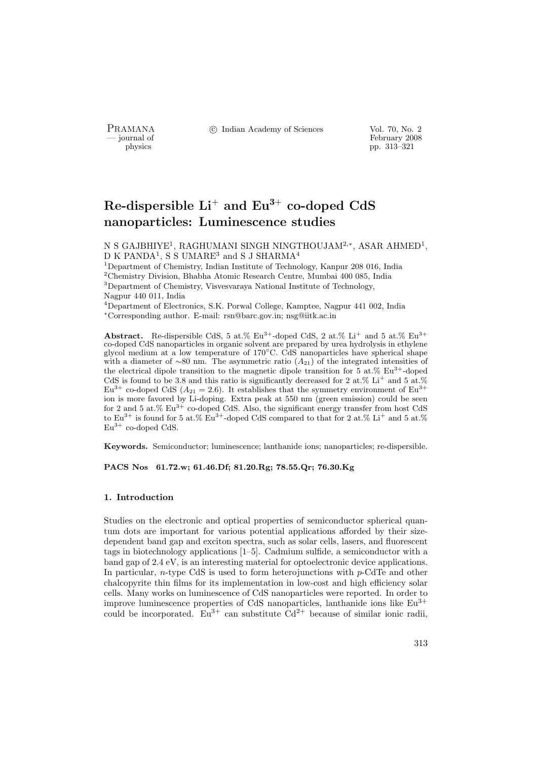# Re-dispersible $Li^+$ and $Eu^{3+}$ co-doped CdS nanoparticles: Luminescence studies

N S GAJBHIYE[1], RAGHUMANI SINGH NINGTHOUJAM[2,*], ASAR AHMED[1], D K PANDA[1], S S UMARE[3] and S J SHARMA[4]

[1]Department of Chemistry, Indian Institute of Technology, Kanpur 208 016, India
[2]Chemistry Division, Bhabha Atomic Research Centre, Mumbai 400 085, India
[3]Department of Chemistry, Visvesvaraya National Institute of Technology, Nagpur 440 011, India
[4]Department of Electronics, S.K. Porwal College, Kamptee, Nagpur 441 002, India
[*]Corresponding author. E-mail: rsn@barc.gov.in; nsg@iitk.ac.in

**Abstract.** Re-dispersible CdS, 5 at.% $Eu^{3+}$-doped CdS, 2 at.% $Li^+$ and 5 at.% $Eu^{3+}$ co-doped CdS nanoparticles in organic solvent are prepared by urea hydrolysis in ethylene glycol medium at a low temperature of 170°C. CdS nanoparticles have spherical shape with a diameter of ∼80 nm. The asymmetric ratio ($A_{21}$) of the integrated intensities of the electrical dipole transition to the magnetic dipole transition for 5 at.% $Eu^{3+}$-doped CdS is found to be 3.8 and this ratio is significantly decreased for 2 at.% $Li^+$ and 5 at.% $Eu^{3+}$ co-doped CdS ($A_{21} = 2.6$). It establishes that the symmetry environment of $Eu^{3+}$ ion is more favored by Li-doping. Extra peak at 550 nm (green emission) could be seen for 2 and 5 at.% $Eu^{3+}$ co-doped CdS. Also, the significant energy transfer from host CdS to $Eu^{3+}$ is found for 5 at.% $Eu^{3+}$-doped CdS compared to that for 2 at.% $Li^+$ and 5 at.% $Eu^{3+}$ co-doped CdS.

**Keywords.** Semiconductor; luminescence; lanthanide ions; nanoparticles; re-dispersible.

**PACS Nos 61.72.w; 61.46.Df; 81.20.Rg; 78.55.Qr; 76.30.Kg**

## 1. Introduction

Studies on the electronic and optical properties of semiconductor spherical quantum dots are important for various potential applications afforded by their size-dependent band gap and exciton spectra, such as solar cells, lasers, and fluorescent tags in biotechnology applications [1–5]. Cadmium sulfide, a semiconductor with a band gap of 2.4 eV, is an interesting material for optoelectronic device applications. In particular, *n*-type CdS is used to form heterojunctions with *p*-CdTe and other chalcopyrite thin films for its implementation in low-cost and high efficiency solar cells. Many works on luminescence of CdS nanoparticles were reported. In order to improve luminescence properties of CdS nanoparticles, lanthanide ions like $Eu^{3+}$ could be incorporated. $Eu^{3+}$ can substitute $Cd^{2+}$ because of similar ionic radii,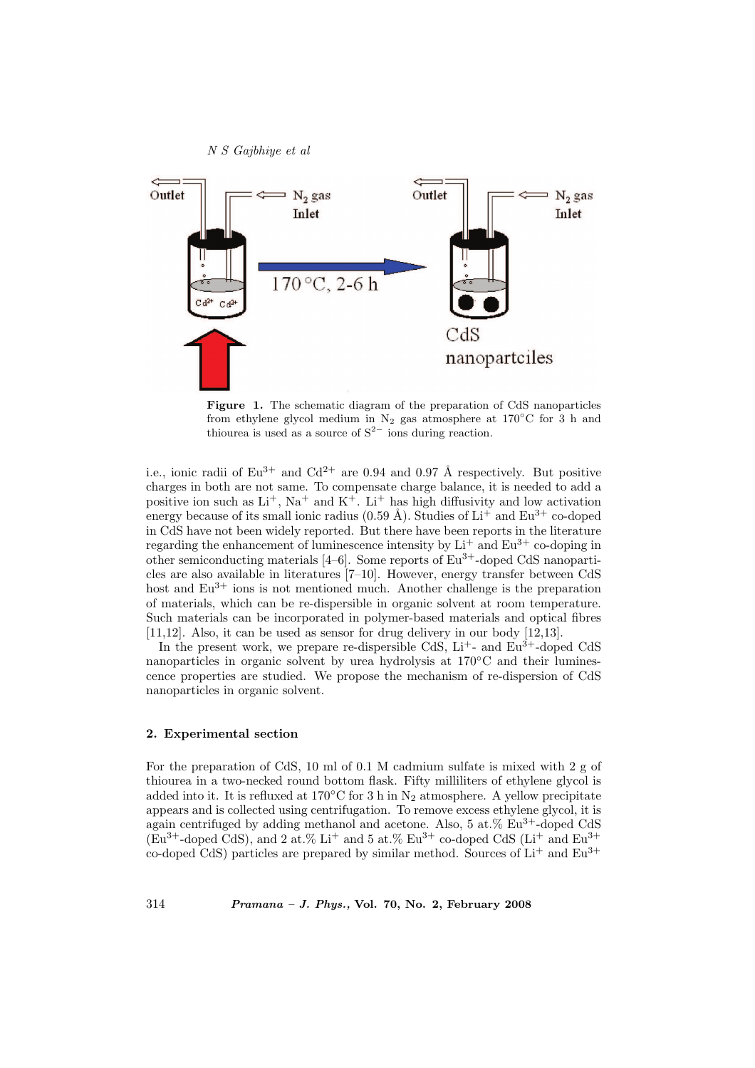Outlet

$N_2$ gas Inlet

$Cd^{2+}$ $Cd^{2+}$

170 °C, 2-6 h

Outlet

$N_2$ gas Inlet

CdS nanopartciles

**Figure 1.** The schematic diagram of the preparation of CdS nanoparticles from ethylene glycol medium in $N_2$ gas atmosphere at 170°C for 3 h and thiourea is used as a source of $S^{2-}$ ions during reaction.

i.e., ionic radii of $Eu^{3+}$ and $Cd^{2+}$ are 0.94 and 0.97 Å respectively. But positive charges in both are not same. To compensate charge balance, it is needed to add a positive ion such as $Li^+$, $Na^+$ and $K^+$. $Li^+$ has high diffusivity and low activation energy because of its small ionic radius (0.59 Å). Studies of $Li^+$ and $Eu^{3+}$ co-doped in CdS have not been widely reported. But there have been reports in the literature regarding the enhancement of luminescence intensity by $Li^+$ and $Eu^{3+}$ co-doping in other semiconducting materials [4–6]. Some reports of $Eu^{3+}$-doped CdS nanoparticles are also available in literatures [7–10]. However, energy transfer between CdS host and $Eu^{3+}$ ions is not mentioned much. Another challenge is the preparation of materials, which can be re-dispersible in organic solvent at room temperature. Such materials can be incorporated in polymer-based materials and optical fibres [11,12]. Also, it can be used as sensor for drug delivery in our body [12,13].

In the present work, we prepare re-dispersible CdS, $Li^+$- and $Eu^{3+}$-doped CdS nanoparticles in organic solvent by urea hydrolysis at 170°C and their luminescence properties are studied. We propose the mechanism of re-dispersion of CdS nanoparticles in organic solvent.

## 2. Experimental section

For the preparation of CdS, 10 ml of 0.1 M cadmium sulfate is mixed with 2 g of thiourea in a two-necked round bottom flask. Fifty milliliters of ethylene glycol is added into it. It is refluxed at 170°C for 3 h in $N_2$ atmosphere. A yellow precipitate appears and is collected using centrifugation. To remove excess ethylene glycol, it is again centrifuged by adding methanol and acetone. Also, 5 at.% $Eu^{3+}$-doped CdS ($Eu^{3+}$-doped CdS), and 2 at.% $Li^+$ and 5 at.% $Eu^{3+}$ co-doped CdS ($Li^+$ and $Eu^{3+}$ co-doped CdS) particles are prepared by similar method. Sources of $Li^+$ and $Eu^{3+}$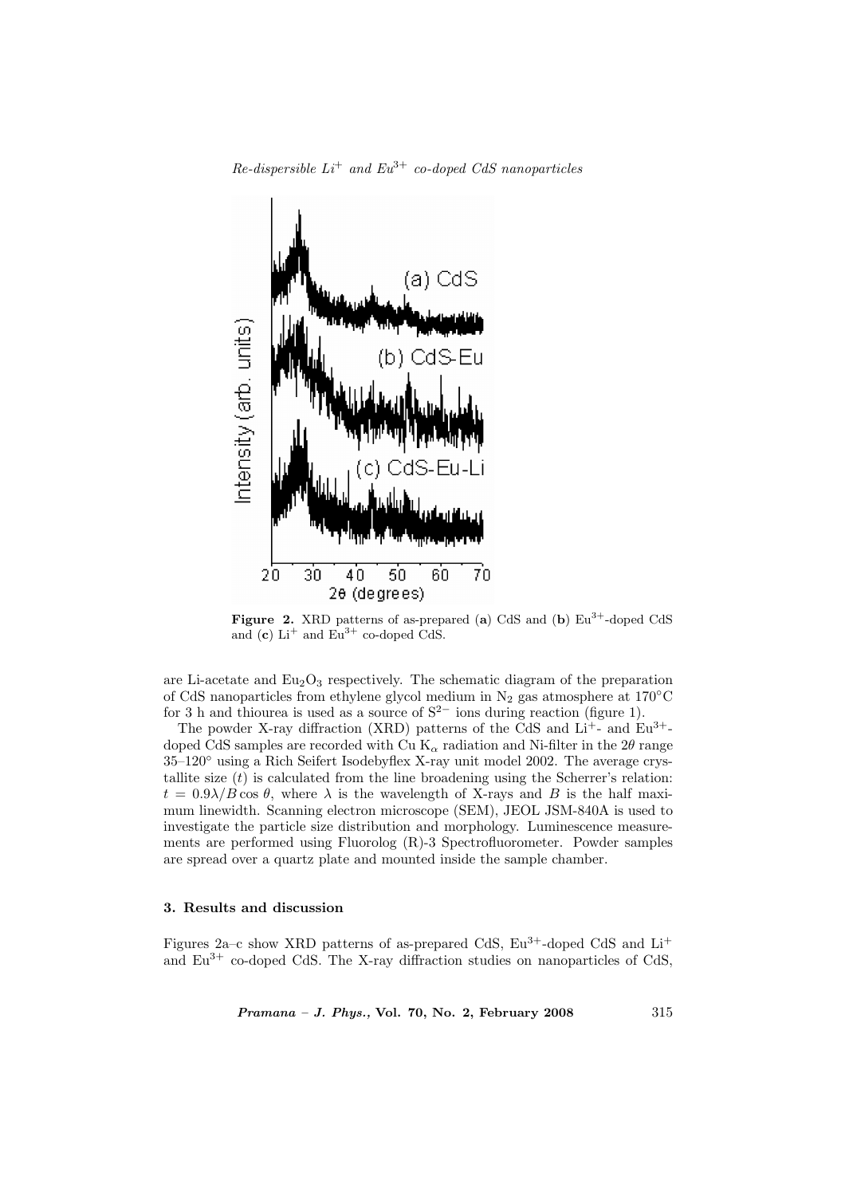Intensity (arb. units)

(a) CdS

(b) CdS-Eu

(c) CdS-Eu-Li

20 30 40 50 60 70

2θ (degrees)

**Figure 2.** XRD patterns of as-prepared (**a**) CdS and (**b**) $Eu^{3+}$-doped CdS and (**c**) $Li^{+}$ and $Eu^{3+}$ co-doped CdS.

are Li-acetate and $Eu_2O_3$ respectively. The schematic diagram of the preparation of CdS nanoparticles from ethylene glycol medium in $N_2$ gas atmosphere at 170°C for 3 h and thiourea is used as a source of $S^{2-}$ ions during reaction (figure 1).

The powder X-ray diffraction (XRD) patterns of the CdS and $Li^{+}$- and $Eu^{3+}$-doped CdS samples are recorded with Cu $K_\alpha$ radiation and Ni-filter in the $2\theta$ range 35–120° using a Rich Seifert Isodebyflex X-ray unit model 2002. The average crystallite size ($t$) is calculated from the line broadening using the Scherrer's relation: $t = 0.9\lambda/B\cos\theta$, where $\lambda$ is the wavelength of X-rays and $B$ is the half maximum linewidth. Scanning electron microscope (SEM), JEOL JSM-840A is used to investigate the particle size distribution and morphology. Luminescence measurements are performed using Fluorolog (R)-3 Spectrofluorometer. Powder samples are spread over a quartz plate and mounted inside the sample chamber.

### 3. Results and discussion

Figures 2a–c show XRD patterns of as-prepared CdS, $Eu^{3+}$-doped CdS and $Li^{+}$ and $Eu^{3+}$ co-doped CdS. The X-ray diffraction studies on nanoparticles of CdS,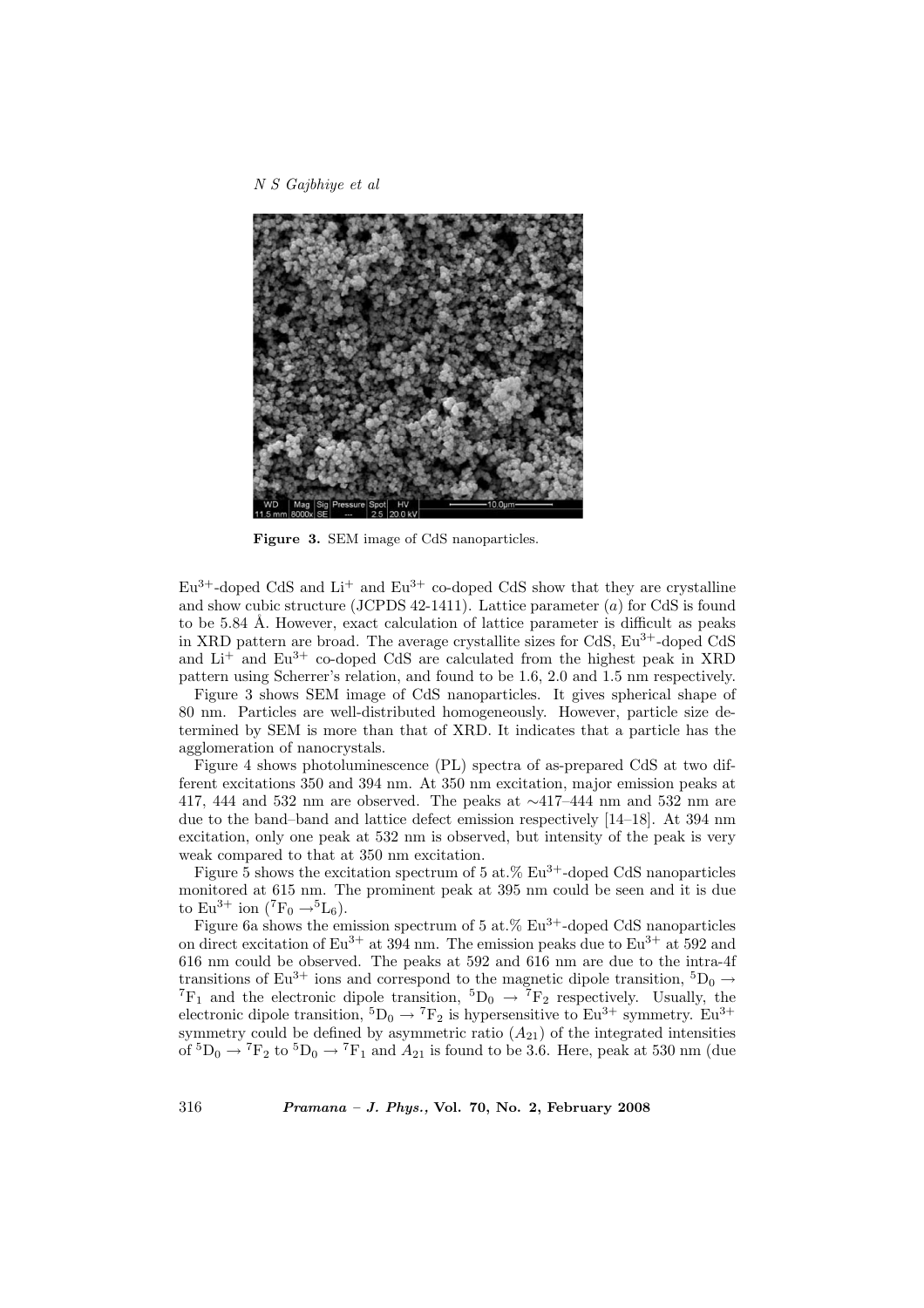Figure 3. SEM image of CdS nanoparticles.

$Eu^{3+}$-doped CdS and $Li^+$ and $Eu^{3+}$ co-doped CdS show that they are crystalline and show cubic structure (JCPDS 42-1411). Lattice parameter ($a$) for CdS is found to be 5.84 Å. However, exact calculation of lattice parameter is difficult as peaks in XRD pattern are broad. The average crystallite sizes for CdS, $Eu^{3+}$-doped CdS and $Li^+$ and $Eu^{3+}$ co-doped CdS are calculated from the highest peak in XRD pattern using Scherrer's relation, and found to be 1.6, 2.0 and 1.5 nm respectively.

Figure 3 shows SEM image of CdS nanoparticles. It gives spherical shape of 80 nm. Particles are well-distributed homogeneously. However, particle size determined by SEM is more than that of XRD. It indicates that a particle has the agglomeration of nanocrystals.

Figure 4 shows photoluminescence (PL) spectra of as-prepared CdS at two different excitations 350 and 394 nm. At 350 nm excitation, major emission peaks at 417, 444 and 532 nm are observed. The peaks at ∼417–444 nm and 532 nm are due to the band–band and lattice defect emission respectively [14–18]. At 394 nm excitation, only one peak at 532 nm is observed, but intensity of the peak is very weak compared to that at 350 nm excitation.

Figure 5 shows the excitation spectrum of 5 at.% $Eu^{3+}$-doped CdS nanoparticles monitored at 615 nm. The prominent peak at 395 nm could be seen and it is due to $Eu^{3+}$ ion ($^7F_0 \rightarrow {}^5L_6$).

Figure 6a shows the emission spectrum of 5 at.% $Eu^{3+}$-doped CdS nanoparticles on direct excitation of $Eu^{3+}$ at 394 nm. The emission peaks due to $Eu^{3+}$ at 592 and 616 nm could be observed. The peaks at 592 and 616 nm are due to the intra-4f transitions of $Eu^{3+}$ ions and correspond to the magnetic dipole transition, $^5D_0 \rightarrow {}^7F_1$ and the electronic dipole transition, $^5D_0 \rightarrow {}^7F_2$ respectively. Usually, the electronic dipole transition, $^5D_0 \rightarrow {}^7F_2$ is hypersensitive to $Eu^{3+}$ symmetry. $Eu^{3+}$ symmetry could be defined by asymmetric ratio ($A_{21}$) of the integrated intensities of $^5D_0 \rightarrow {}^7F_2$ to $^5D_0 \rightarrow {}^7F_1$ and $A_{21}$ is found to be 3.6. Here, peak at 530 nm (due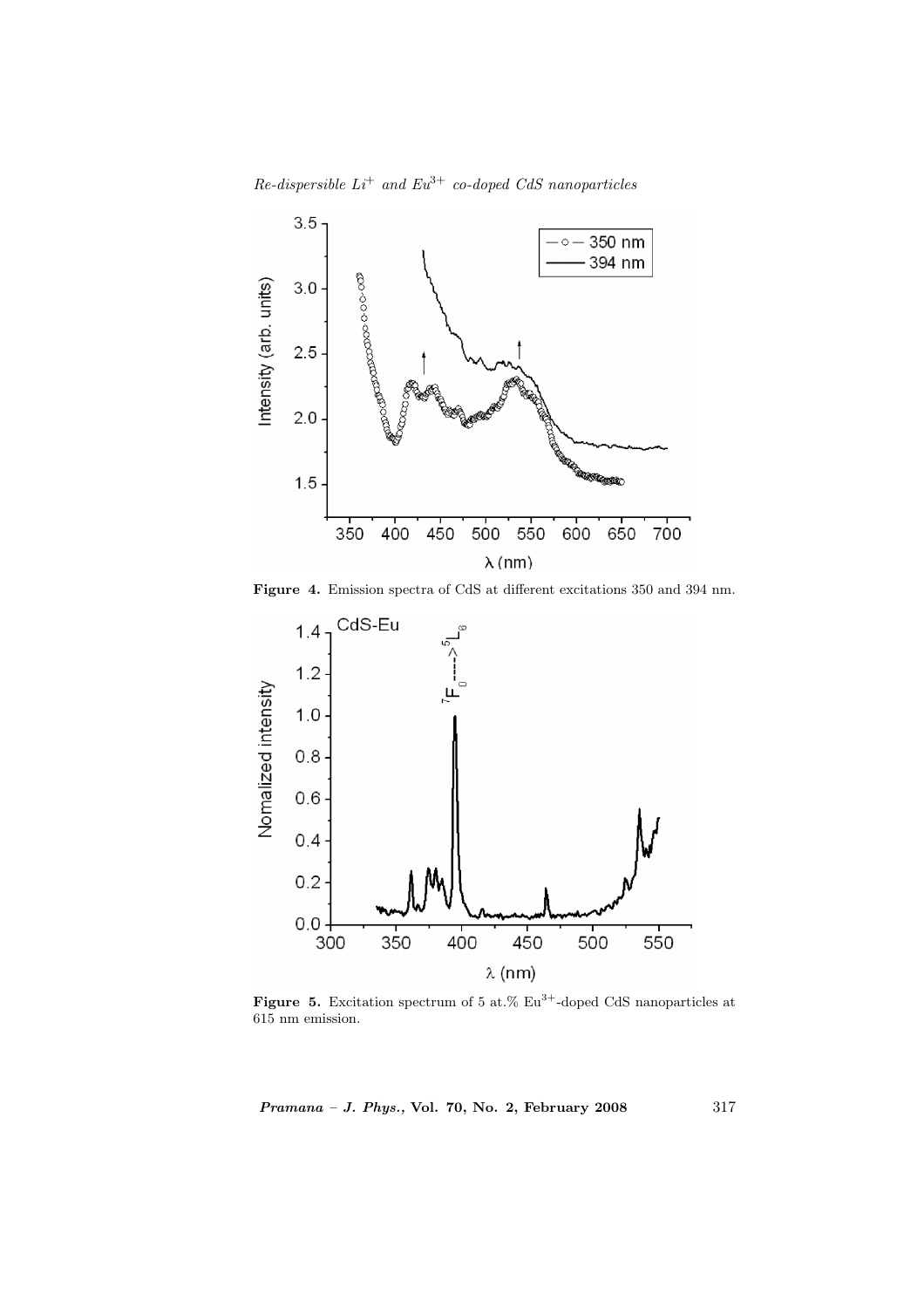3.5

3.0

2.5

2.0

1.5

Intensity (arb. units)

350 nm

394 nm

350 400 450 500 550 600 650 700

λ (nm)

**Figure 4.** Emission spectra of CdS at different excitations 350 and 394 nm.

CdS-Eu

$^7F_0 \longrightarrow ^5L_6$

1.4

1.2

1.0

0.8

0.6

0.4

0.2

0.0

Nomalized intensity

300 350 400 450 500 550

λ (nm)

**Figure 5.** Excitation spectrum of 5 at.% $Eu^{3+}$-doped CdS nanoparticles at 615 nm emission.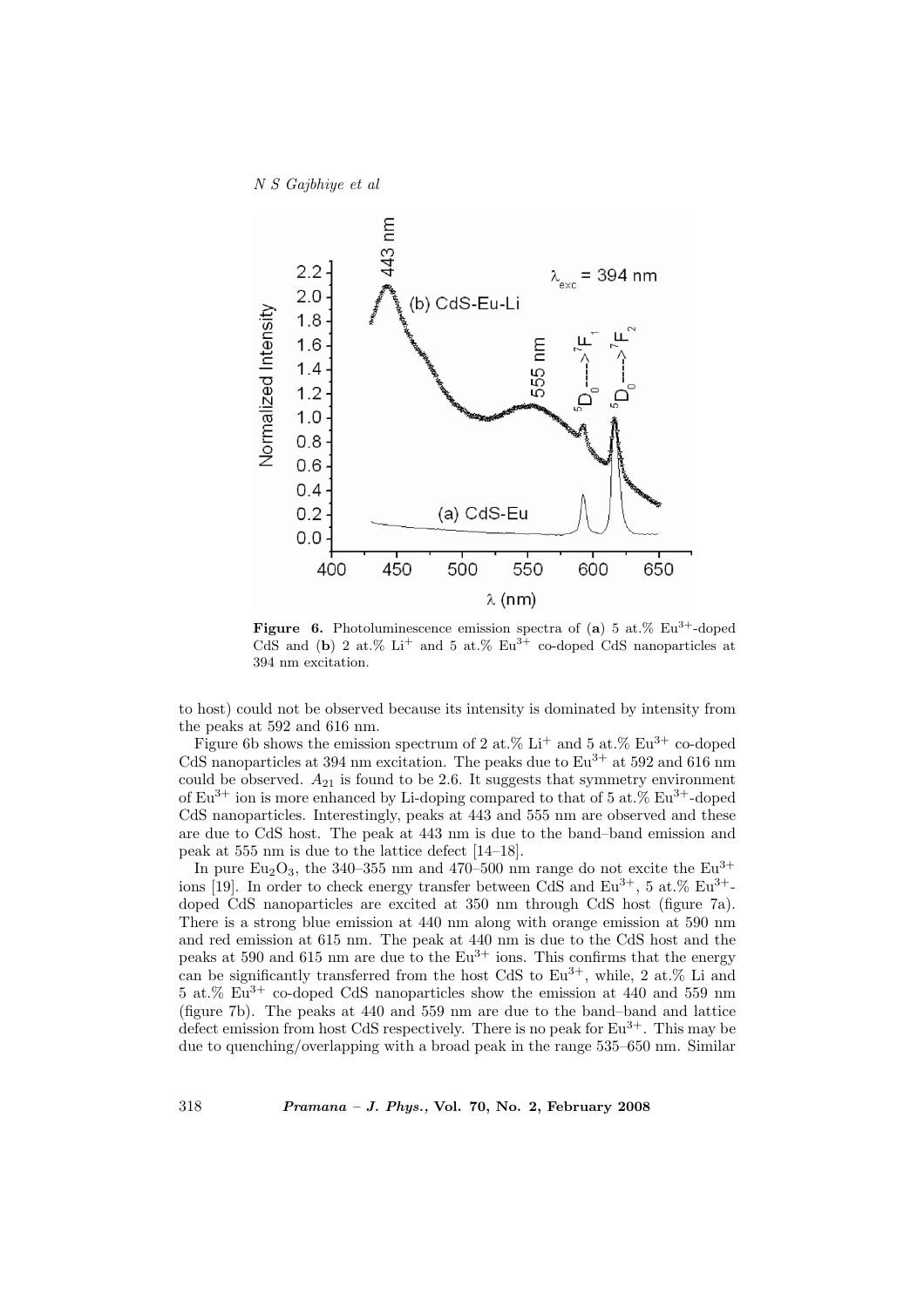443 nm

2.2

2.0

1.8

1.6

1.4

1.2

1.0

0.8

0.6

0.4

0.2

0.0

Normalized Intensity

$\lambda_{exc}$ = 394 nm

(b) CdS-Eu-Li

555 nm

$^5D_0$ ----> $^7F_1$

$^5D_0$ ----> $^7F_2$

(a) CdS-Eu

400 450 500 550 600 650

λ (nm)

**Figure 6.** Photoluminescence emission spectra of (**a**) 5 at.% $Eu^{3+}$-doped CdS and (**b**) 2 at.% $Li^{+}$ and 5 at.% $Eu^{3+}$ co-doped CdS nanoparticles at 394 nm excitation.

to host) could not be observed because its intensity is dominated by intensity from the peaks at 592 and 616 nm.

Figure 6b shows the emission spectrum of 2 at.% $Li^{+}$ and 5 at.% $Eu^{3+}$ co-doped CdS nanoparticles at 394 nm excitation. The peaks due to $Eu^{3+}$ at 592 and 616 nm could be observed. $A_{21}$ is found to be 2.6. It suggests that symmetry environment of $Eu^{3+}$ ion is more enhanced by Li-doping compared to that of 5 at.% $Eu^{3+}$-doped CdS nanoparticles. Interestingly, peaks at 443 and 555 nm are observed and these are due to CdS host. The peak at 443 nm is due to the band–band emission and peak at 555 nm is due to the lattice defect [14–18].

In pure $Eu_2O_3$, the 340–355 nm and 470–500 nm range do not excite the $Eu^{3+}$ ions [19]. In order to check energy transfer between CdS and $Eu^{3+}$, 5 at.% $Eu^{3+}$-doped CdS nanoparticles are excited at 350 nm through CdS host (figure 7a). There is a strong blue emission at 440 nm along with orange emission at 590 nm and red emission at 615 nm. The peak at 440 nm is due to the CdS host and the peaks at 590 and 615 nm are due to the $Eu^{3+}$ ions. This confirms that the energy can be significantly transferred from the host CdS to $Eu^{3+}$, while, 2 at.% Li and 5 at.% $Eu^{3+}$ co-doped CdS nanoparticles show the emission at 440 and 559 nm (figure 7b). The peaks at 440 and 559 nm are due to the band–band and lattice defect emission from host CdS respectively. There is no peak for $Eu^{3+}$. This may be due to quenching/overlapping with a broad peak in the range 535–650 nm. Similar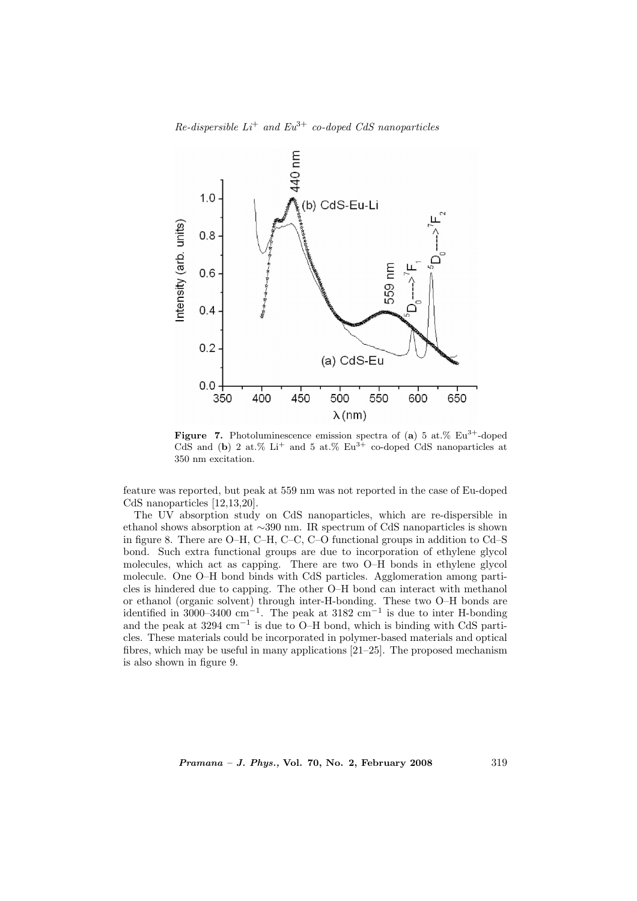440 nm
(b) CdS-Eu-Li
559 nm
$^5D_0 \rightarrow {}^7F_1$
$^5D_0 \rightarrow {}^7F_2$
(a) CdS-Eu
Intensity (arb. units)
0.0
0.2
0.4
0.6
0.8
1.0
350 400 450 500 550 600 650
λ (nm)

**Figure 7.** Photoluminescence emission spectra of (**a**) 5 at.% $Eu^{3+}$-doped CdS and (**b**) 2 at.% $Li^+$ and 5 at.% $Eu^{3+}$ co-doped CdS nanoparticles at 350 nm excitation.

feature was reported, but peak at 559 nm was not reported in the case of Eu-doped CdS nanoparticles [12,13,20].

The UV absorption study on CdS nanoparticles, which are re-dispersible in ethanol shows absorption at ∼390 nm. IR spectrum of CdS nanoparticles is shown in figure 8. There are O–H, C–H, C–C, C–O functional groups in addition to Cd–S bond. Such extra functional groups are due to incorporation of ethylene glycol molecules, which act as capping. There are two O–H bonds in ethylene glycol molecule. One O–H bond binds with CdS particles. Agglomeration among particles is hindered due to capping. The other O–H bond can interact with methanol or ethanol (organic solvent) through inter-H-bonding. These two O–H bonds are identified in 3000–3400 $cm^{-1}$. The peak at 3182 $cm^{-1}$ is due to inter H-bonding and the peak at 3294 $cm^{-1}$ is due to O–H bond, which is binding with CdS particles. These materials could be incorporated in polymer-based materials and optical fibres, which may be useful in many applications [21–25]. The proposed mechanism is also shown in figure 9.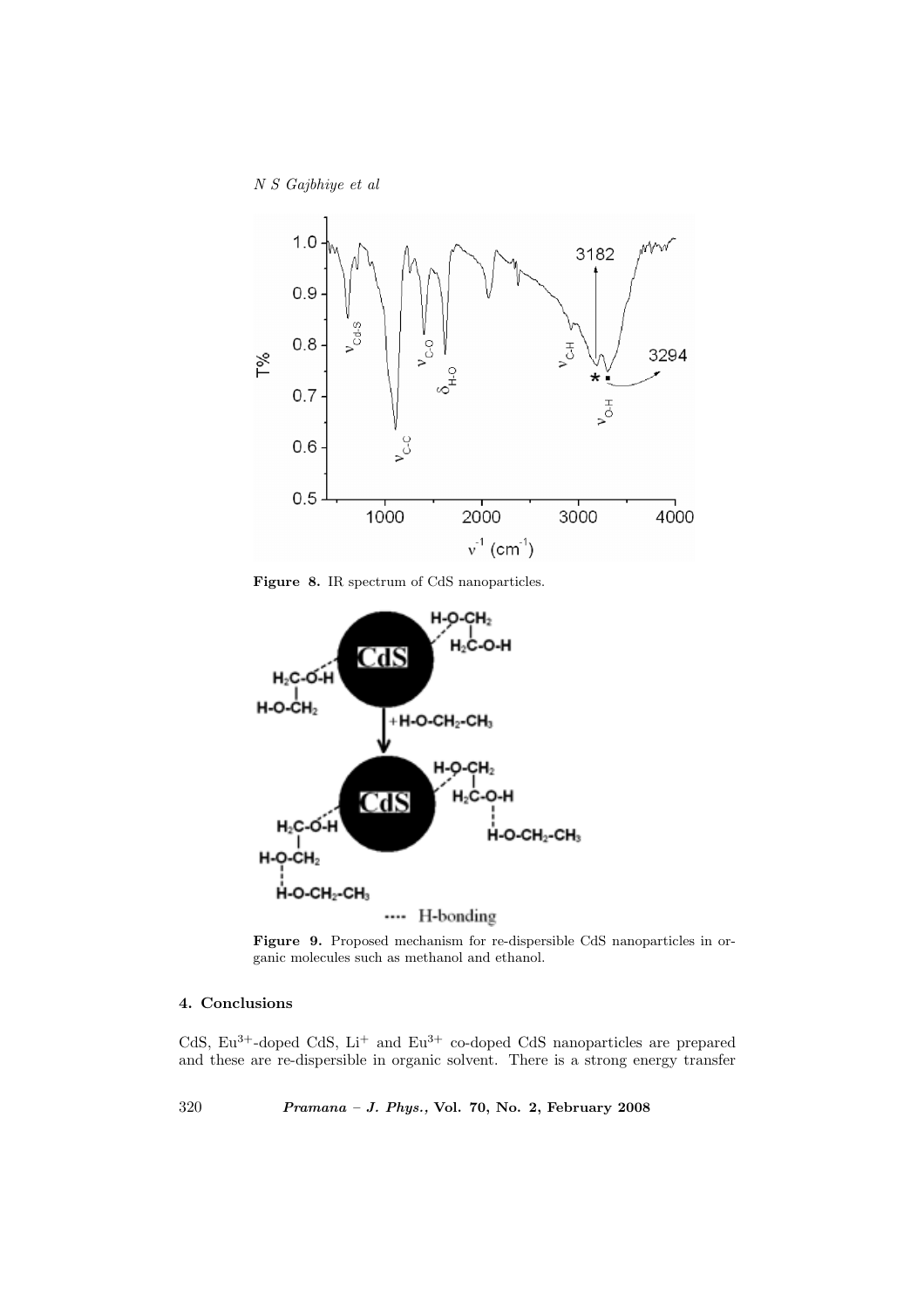1.0
0.9
0.8
0.7
0.6
0.5
T%
1000
2000
3000
4000
$\nu^{-1}$ (cm$^{-1}$)
$\nu_{Cd-S}$
$\nu_{C-C}$
$\nu_{C-O}$
$\delta_{H-O}$
$\nu_{C-H}$
$\nu_{O-H}$
3182
3294

**Figure 8.** IR spectrum of CdS nanoparticles.

CdS
H-O-CH$_2$
H$_2$C-O-H
+H-O-CH$_2$-CH$_3$
H-O-CH$_2$-CH$_3$
---- H-bonding

**Figure 9.** Proposed mechanism for re-dispersible CdS nanoparticles in organic molecules such as methanol and ethanol.

## 4. Conclusions

CdS, $Eu^{3+}$-doped CdS, $Li^{+}$ and $Eu^{3+}$ co-doped CdS nanoparticles are prepared and these are re-dispersible in organic solvent. There is a strong energy transfer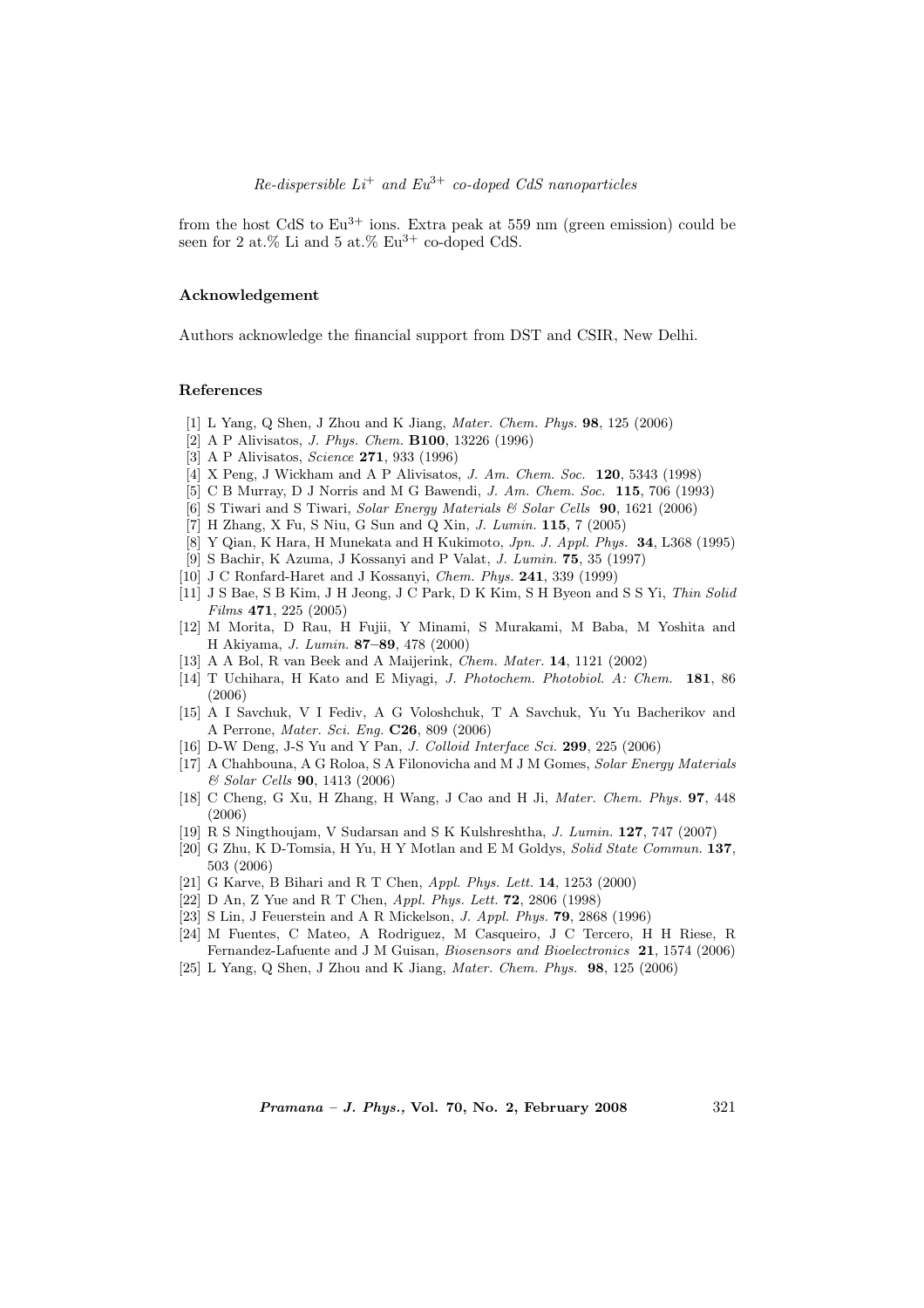from the host CdS to $Eu^{3+}$ ions. Extra peak at 559 nm (green emission) could be seen for 2 at.% Li and 5 at.% $Eu^{3+}$ co-doped CdS.

### Acknowledgement

Authors acknowledge the financial support from DST and CSIR, New Delhi.

### References

[1] L Yang, Q Shen, J Zhou and K Jiang, *Mater. Chem. Phys.* **98**, 125 (2006)
[2] A P Alivisatos, *J. Phys. Chem.* **B100**, 13226 (1996)
[3] A P Alivisatos, *Science* **271**, 933 (1996)
[4] X Peng, J Wickham and A P Alivisatos, *J. Am. Chem. Soc.* **120**, 5343 (1998)
[5] C B Murray, D J Norris and M G Bawendi, *J. Am. Chem. Soc.* **115**, 706 (1993)
[6] S Tiwari and S Tiwari, *Solar Energy Materials & Solar Cells* **90**, 1621 (2006)
[7] H Zhang, X Fu, S Niu, G Sun and Q Xin, *J. Lumin.* **115**, 7 (2005)
[8] Y Qian, K Hara, H Munekata and H Kukimoto, *Jpn. J. Appl. Phys.* **34**, L368 (1995)
[9] S Bachir, K Azuma, J Kossanyi and P Valat, *J. Lumin.* **75**, 35 (1997)
[10] J C Ronfard-Haret and J Kossanyi, *Chem. Phys.* **241**, 339 (1999)
[11] J S Bae, S B Kim, J H Jeong, J C Park, D K Kim, S H Byeon and S S Yi, *Thin Solid Films* **471**, 225 (2005)
[12] M Morita, D Rau, H Fujii, Y Minami, S Murakami, M Baba, M Yoshita and H Akiyama, *J. Lumin.* **87–89**, 478 (2000)
[13] A A Bol, R van Beek and A Maijerink, *Chem. Mater.* **14**, 1121 (2002)
[14] T Uchihara, H Kato and E Miyagi, *J. Photochem. Photobiol. A: Chem.* **181**, 86 (2006)
[15] A I Savchuk, V I Fediv, A G Voloshchuk, T A Savchuk, Yu Yu Bacherikov and A Perrone, *Mater. Sci. Eng.* **C26**, 809 (2006)
[16] D-W Deng, J-S Yu and Y Pan, *J. Colloid Interface Sci.* **299**, 225 (2006)
[17] A Chahbouna, A G Roloa, S A Filonovicha and M J M Gomes, *Solar Energy Materials & Solar Cells* **90**, 1413 (2006)
[18] C Cheng, G Xu, H Zhang, H Wang, J Cao and H Ji, *Mater. Chem. Phys.* **97**, 448 (2006)
[19] R S Ningthoujam, V Sudarsan and S K Kulshreshtha, *J. Lumin.* **127**, 747 (2007)
[20] G Zhu, K D-Tomsia, H Yu, H Y Motlan and E M Goldys, *Solid State Commun.* **137**, 503 (2006)
[21] G Karve, B Bihari and R T Chen, *Appl. Phys. Lett.* **14**, 1253 (2000)
[22] D An, Z Yue and R T Chen, *Appl. Phys. Lett.* **72**, 2806 (1998)
[23] S Lin, J Feuerstein and A R Mickelson, *J. Appl. Phys.* **79**, 2868 (1996)
[24] M Fuentes, C Mateo, A Rodriguez, M Casqueiro, J C Tercero, H H Riese, R Fernandez-Lafuente and J M Guisan, *Biosensors and Bioelectronics* **21**, 1574 (2006)
[25] L Yang, Q Shen, J Zhou and K Jiang, *Mater. Chem. Phys.* **98**, 125 (2006)